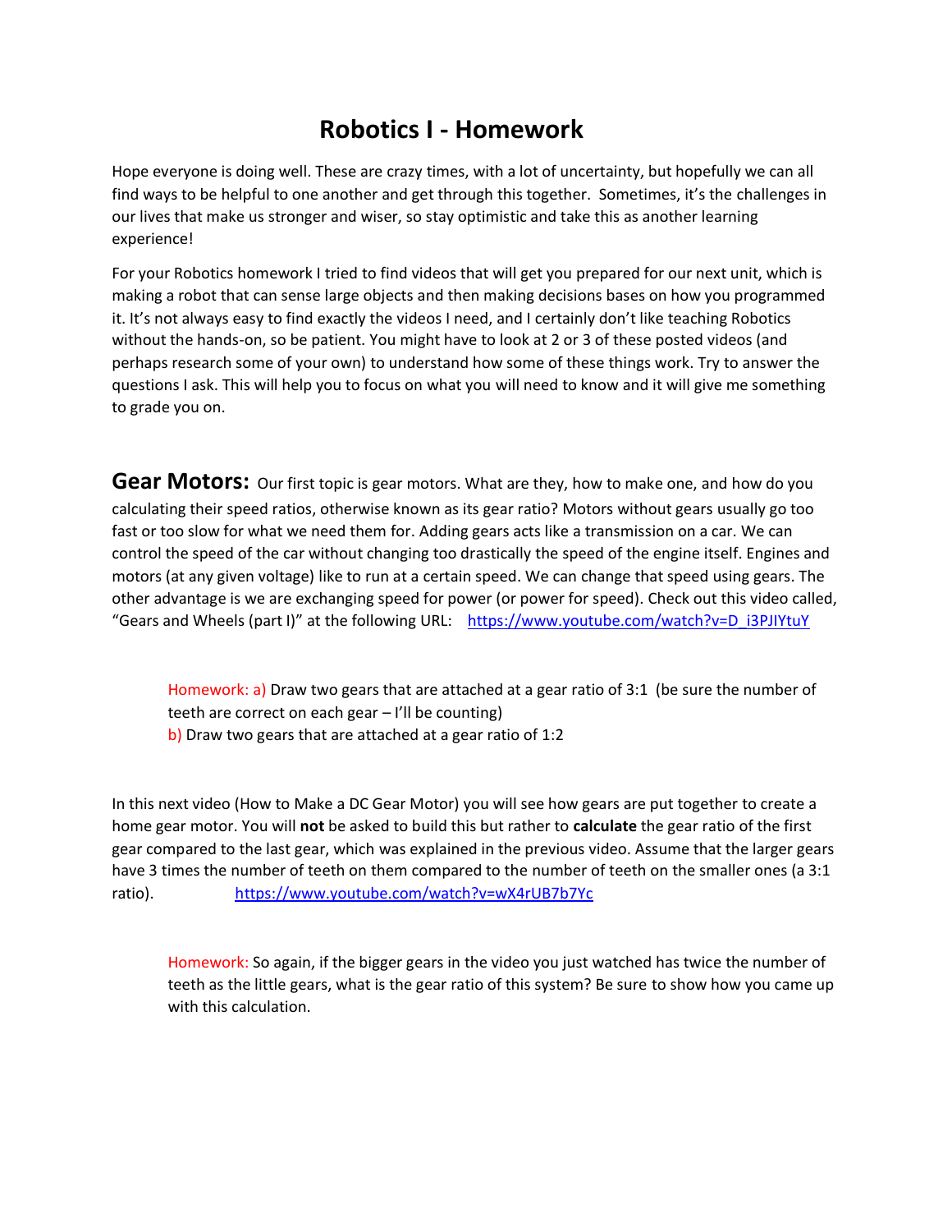# Robotics I - Homework

Hope everyone is doing well. These are crazy times, with a lot of uncertainty, but hopefully we can all find ways to be helpful to one another and get through this together. Sometimes, it's the challenges in our lives that make us stronger and wiser, so stay optimistic and take this as another learning experience!

For your Robotics homework I tried to find videos that will get you prepared for our next unit, which is making a robot that can sense large objects and then making decisions bases on how you programmed it. It's not always easy to find exactly the videos I need, and I certainly don't like teaching Robotics without the hands-on, so be patient. You might have to look at 2 or 3 of these posted videos (and perhaps research some of your own) to understand how some of these things work. Try to answer the questions I ask. This will help you to focus on what you will need to know and it will give me something to grade you on.

**Gear Motors:** Our first topic is gear motors. What are they, how to make one, and how do you calculating their speed ratios, otherwise known as its gear ratio? Motors without gears usually go too fast or too slow for what we need them for. Adding gears acts like a transmission on a car. We can control the speed of the car without changing too drastically the speed of the engine itself. Engines and motors (at any given voltage) like to run at a certain speed. We can change that speed using gears. The other advantage is we are exchanging speed for power (or power for speed). Check out this video called, "Gears and Wheels (part I)" at the following URL: https://www.youtube.com/watch?v=D_i3PJIYtuY

> Homework: a) Draw two gears that are attached at a gear ratio of 3:1 (be sure the number of teeth are correct on each gear – I'll be counting)
> b) Draw two gears that are attached at a gear ratio of 1:2

In this next video (How to Make a DC Gear Motor) you will see how gears are put together to create a home gear motor. You will **not** be asked to build this but rather to **calculate** the gear ratio of the first gear compared to the last gear, which was explained in the previous video. Assume that the larger gears have 3 times the number of teeth on them compared to the number of teeth on the smaller ones (a 3:1 ratio). https://www.youtube.com/watch?v=wX4rUB7b7Yc

> Homework: So again, if the bigger gears in the video you just watched has twice the number of teeth as the little gears, what is the gear ratio of this system? Be sure to show how you came up with this calculation.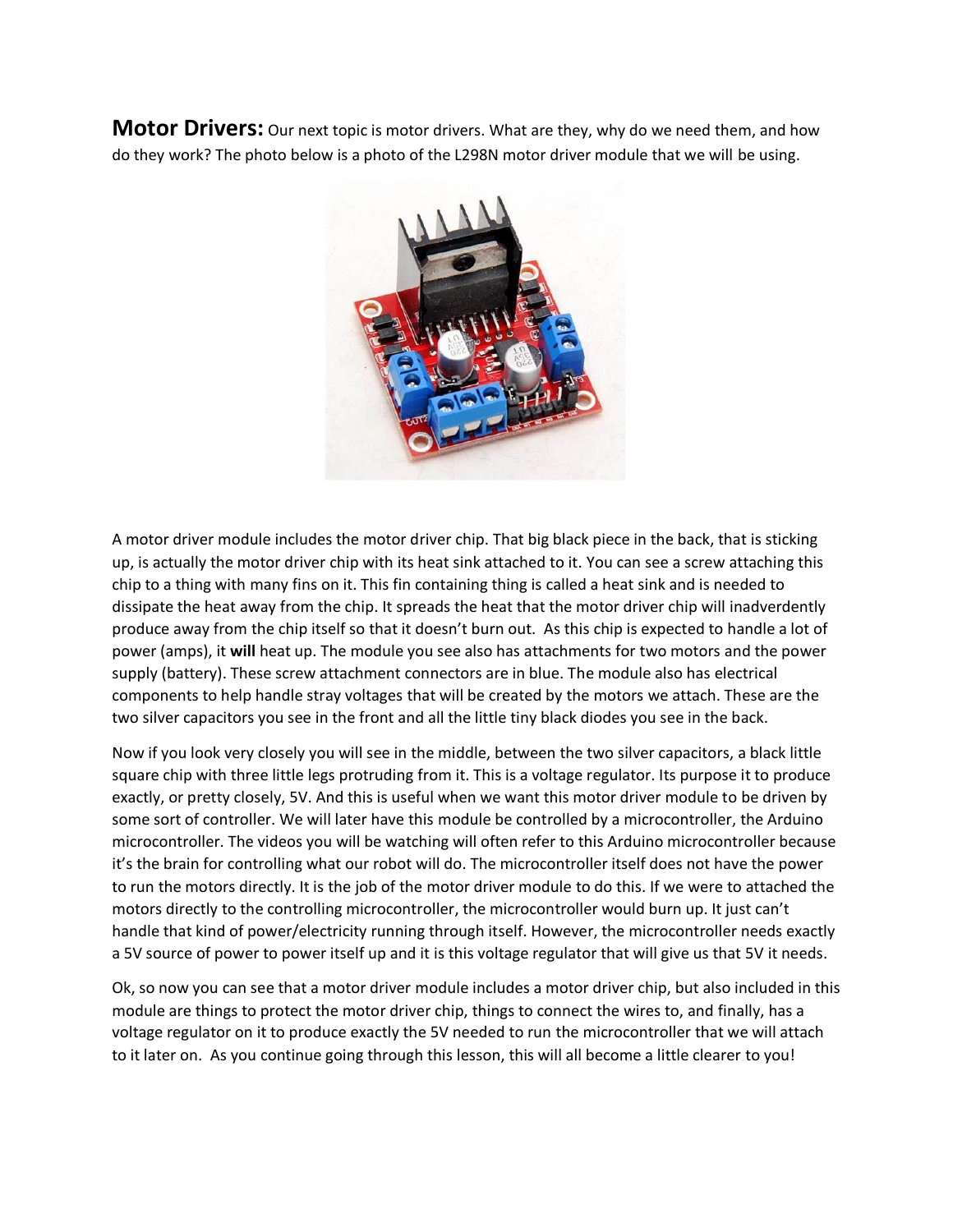**Motor Drivers:** Our next topic is motor drivers. What are they, why do we need them, and how do they work? The photo below is a photo of the L298N motor driver module that we will be using.

A motor driver module includes the motor driver chip. That big black piece in the back, that is sticking up, is actually the motor driver chip with its heat sink attached to it. You can see a screw attaching this chip to a thing with many fins on it. This fin containing thing is called a heat sink and is needed to dissipate the heat away from the chip. It spreads the heat that the motor driver chip will inadverdently produce away from the chip itself so that it doesn't burn out. As this chip is expected to handle a lot of power (amps), it **will** heat up. The module you see also has attachments for two motors and the power supply (battery). These screw attachment connectors are in blue. The module also has electrical components to help handle stray voltages that will be created by the motors we attach. These are the two silver capacitors you see in the front and all the little tiny black diodes you see in the back.

Now if you look very closely you will see in the middle, between the two silver capacitors, a black little square chip with three little legs protruding from it. This is a voltage regulator. Its purpose it to produce exactly, or pretty closely, 5V. And this is useful when we want this motor driver module to be driven by some sort of controller. We will later have this module be controlled by a microcontroller, the Arduino microcontroller. The videos you will be watching will often refer to this Arduino microcontroller because it's the brain for controlling what our robot will do. The microcontroller itself does not have the power to run the motors directly. It is the job of the motor driver module to do this. If we were to attached the motors directly to the controlling microcontroller, the microcontroller would burn up. It just can't handle that kind of power/electricity running through itself. However, the microcontroller needs exactly a 5V source of power to power itself up and it is this voltage regulator that will give us that 5V it needs.

Ok, so now you can see that a motor driver module includes a motor driver chip, but also included in this module are things to protect the motor driver chip, things to connect the wires to, and finally, has a voltage regulator on it to produce exactly the 5V needed to run the microcontroller that we will attach to it later on. As you continue going through this lesson, this will all become a little clearer to you!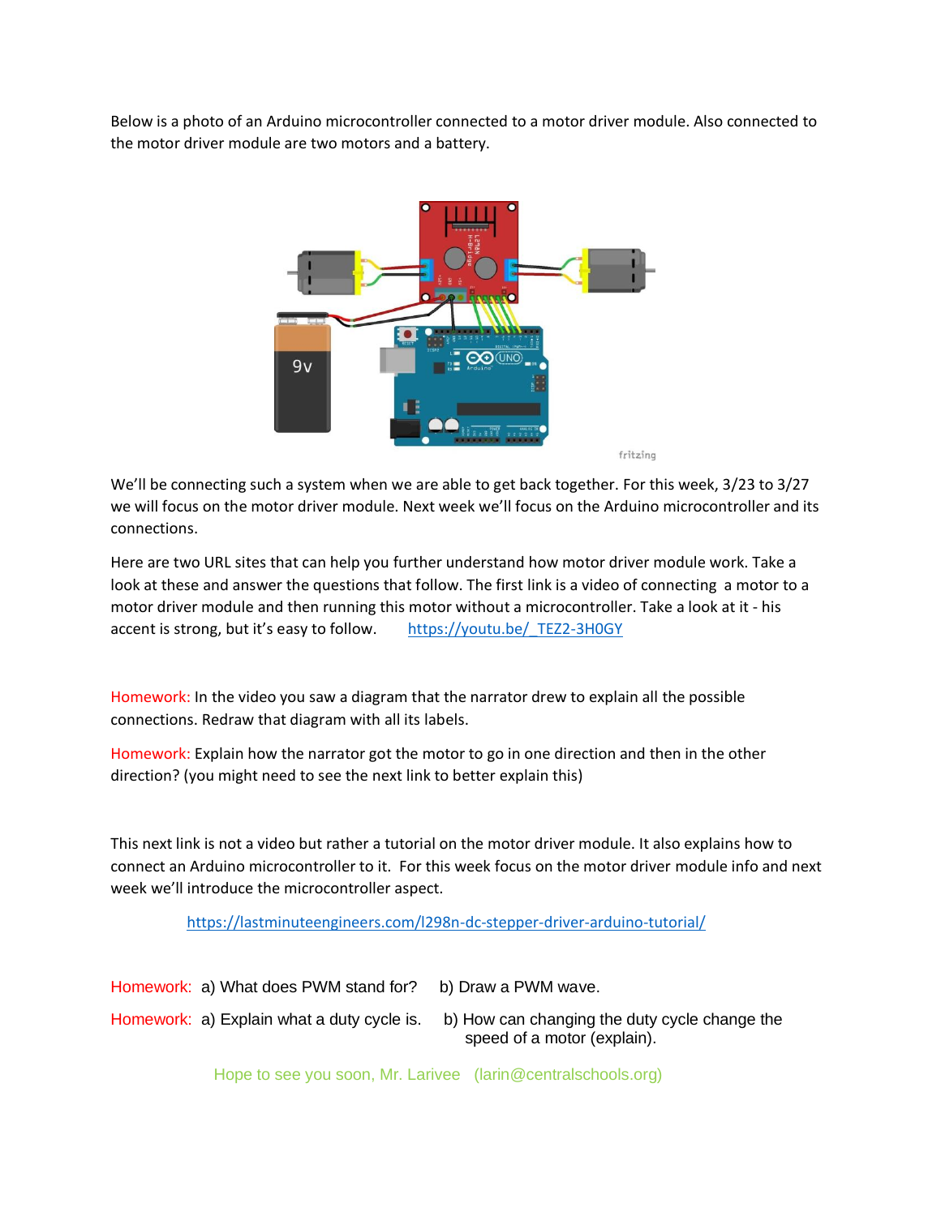Below is a photo of an Arduino microcontroller connected to a motor driver module. Also connected to the motor driver module are two motors and a battery.

We'll be connecting such a system when we are able to get back together. For this week, 3/23 to 3/27 we will focus on the motor driver module. Next week we'll focus on the Arduino microcontroller and its connections.

Here are two URL sites that can help you further understand how motor driver module work. Take a look at these and answer the questions that follow. The first link is a video of connecting a motor to a motor driver module and then running this motor without a microcontroller. Take a look at it - his accent is strong, but it's easy to follow. https://youtu.be/_TEZ2-3H0GY

Homework: In the video you saw a diagram that the narrator drew to explain all the possible connections. Redraw that diagram with all its labels.

Homework: Explain how the narrator got the motor to go in one direction and then in the other direction? (you might need to see the next link to better explain this)

This next link is not a video but rather a tutorial on the motor driver module. It also explains how to connect an Arduino microcontroller to it. For this week focus on the motor driver module info and next week we'll introduce the microcontroller aspect.

https://lastminuteengineers.com/l298n-dc-stepper-driver-arduino-tutorial/

Homework: a) What does PWM stand for? b) Draw a PWM wave.

Homework: a) Explain what a duty cycle is. b) How can changing the duty cycle change the speed of a motor (explain).

Hope to see you soon, Mr. Larivee (larin@centralschools.org)